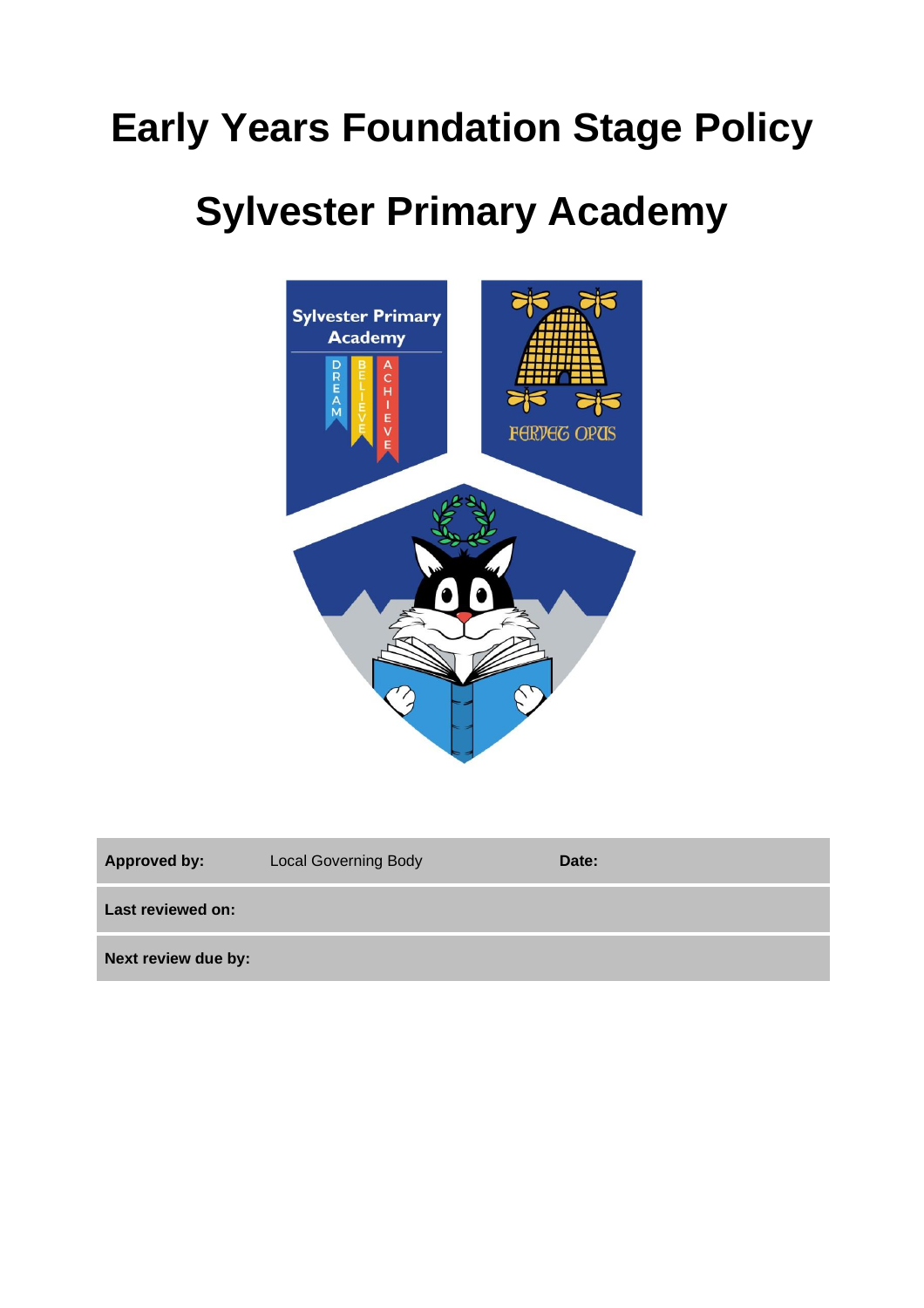# Early Years Foundation Stage Policy

# Sylvester Primary Academy

| Approved by: | Local Governing Body | Date: | |
|---|---|---|---|
| **Last reviewed on:** | | | |
| **Next review due by:** | | | |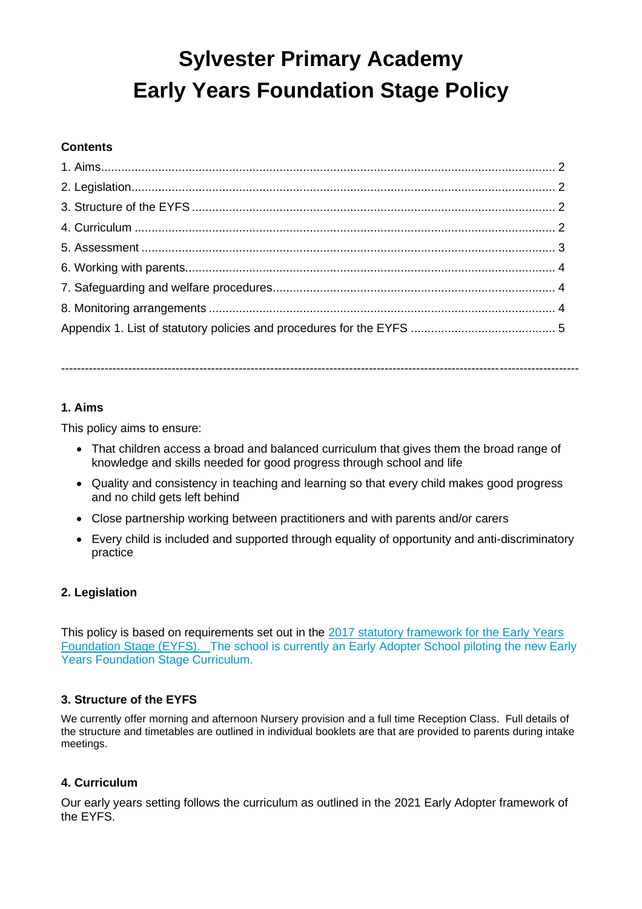# Sylvester Primary Academy
# Early Years Foundation Stage Policy

**Contents**

1. Aims.......... 2
2. Legislation.......... 2
3. Structure of the EYFS.......... 2
4. Curriculum.......... 2
5. Assessment.......... 3
6. Working with parents.......... 4
7. Safeguarding and welfare procedures.......... 4
8. Monitoring arrangements.......... 4

Appendix 1. List of statutory policies and procedures for the EYFS.......... 5

---

### 1. Aims

This policy aims to ensure:

- That children access a broad and balanced curriculum that gives them the broad range of knowledge and skills needed for good progress through school and life
- Quality and consistency in teaching and learning so that every child makes good progress and no child gets left behind
- Close partnership working between practitioners and with parents and/or carers
- Every child is included and supported through equality of opportunity and anti-discriminatory practice

### 2. Legislation

This policy is based on requirements set out in the 2017 statutory framework for the Early Years Foundation Stage (EYFS). The school is currently an Early Adopter School piloting the new Early Years Foundation Stage Curriculum.

### 3. Structure of the EYFS

We currently offer morning and afternoon Nursery provision and a full time Reception Class. Full details of the structure and timetables are outlined in individual booklets are that are provided to parents during intake meetings.

### 4. Curriculum

Our early years setting follows the curriculum as outlined in the 2021 Early Adopter framework of the EYFS.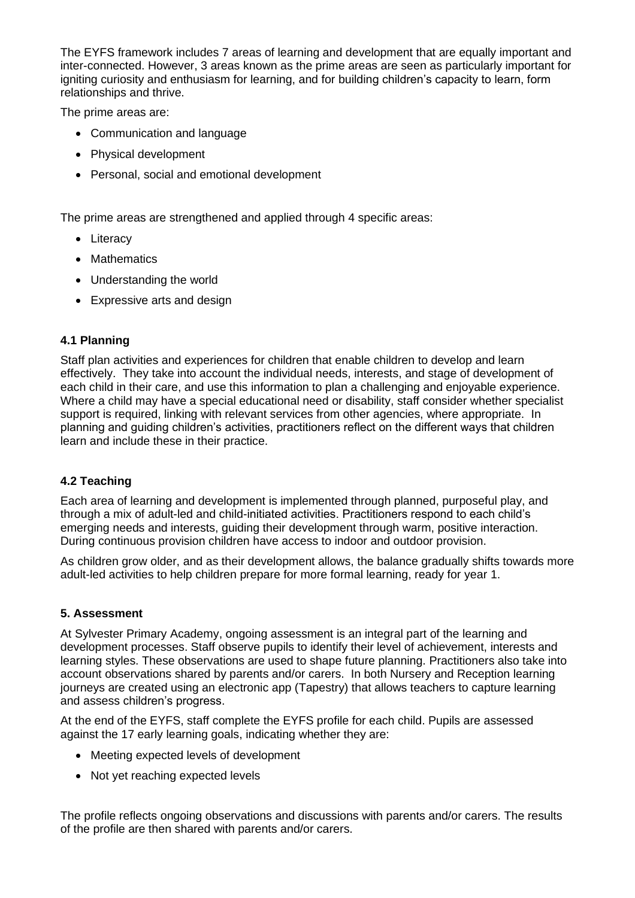The EYFS framework includes 7 areas of learning and development that are equally important and inter-connected. However, 3 areas known as the prime areas are seen as particularly important for igniting curiosity and enthusiasm for learning, and for building children's capacity to learn, form relationships and thrive.

The prime areas are:

- Communication and language
- Physical development
- Personal, social and emotional development

The prime areas are strengthened and applied through 4 specific areas:

- Literacy
- Mathematics
- Understanding the world
- Expressive arts and design

### 4.1 Planning

Staff plan activities and experiences for children that enable children to develop and learn effectively. They take into account the individual needs, interests, and stage of development of each child in their care, and use this information to plan a challenging and enjoyable experience. Where a child may have a special educational need or disability, staff consider whether specialist support is required, linking with relevant services from other agencies, where appropriate. In planning and guiding children's activities, practitioners reflect on the different ways that children learn and include these in their practice.

### 4.2 Teaching

Each area of learning and development is implemented through planned, purposeful play, and through a mix of adult-led and child-initiated activities. Practitioners respond to each child's emerging needs and interests, guiding their development through warm, positive interaction. During continuous provision children have access to indoor and outdoor provision.

As children grow older, and as their development allows, the balance gradually shifts towards more adult-led activities to help children prepare for more formal learning, ready for year 1.

## 5. Assessment

At Sylvester Primary Academy, ongoing assessment is an integral part of the learning and development processes. Staff observe pupils to identify their level of achievement, interests and learning styles. These observations are used to shape future planning. Practitioners also take into account observations shared by parents and/or carers. In both Nursery and Reception learning journeys are created using an electronic app (Tapestry) that allows teachers to capture learning and assess children's progress.

At the end of the EYFS, staff complete the EYFS profile for each child. Pupils are assessed against the 17 early learning goals, indicating whether they are:

- Meeting expected levels of development
- Not yet reaching expected levels

The profile reflects ongoing observations and discussions with parents and/or carers. The results of the profile are then shared with parents and/or carers.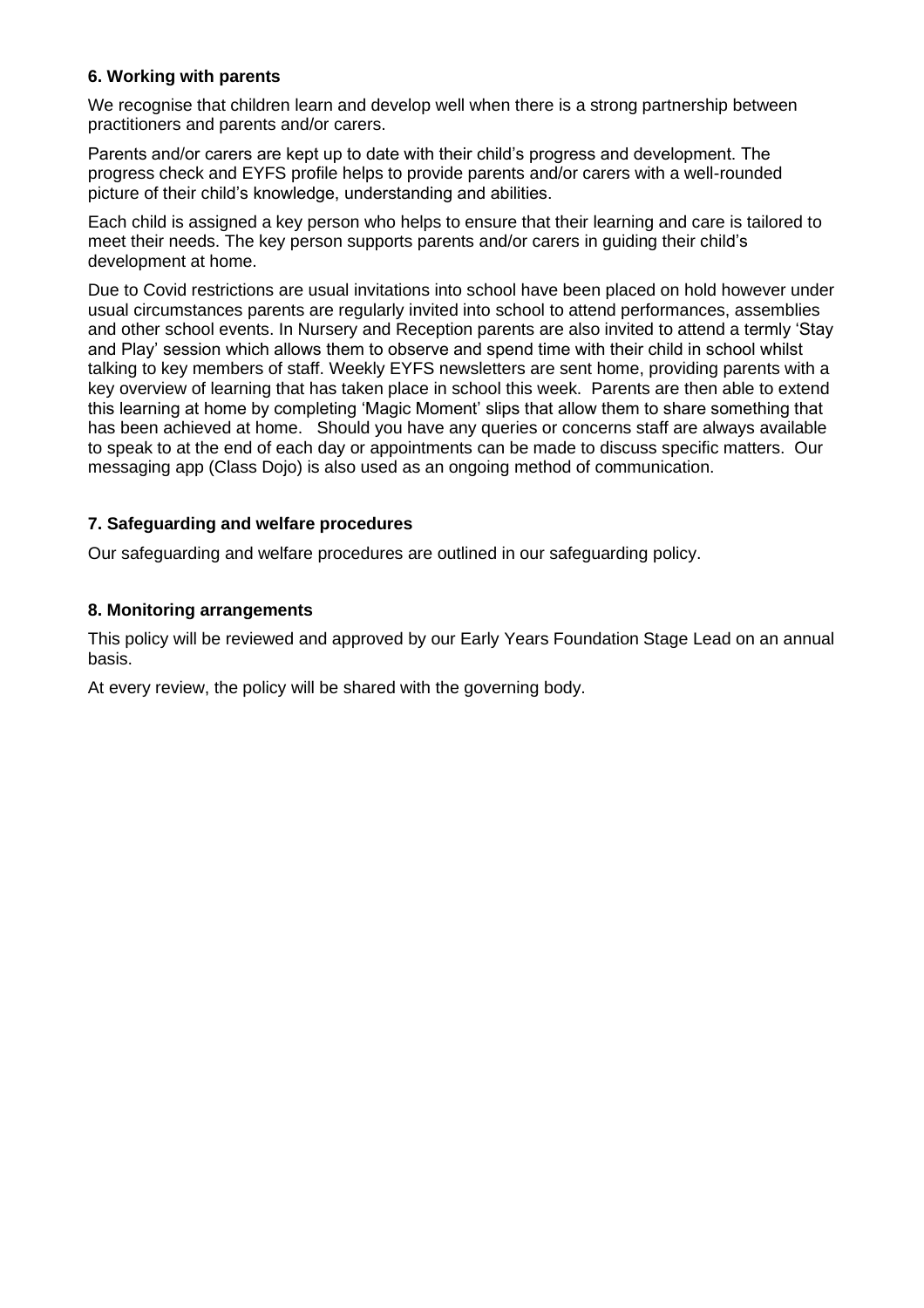### 6. Working with parents

We recognise that children learn and develop well when there is a strong partnership between practitioners and parents and/or carers.

Parents and/or carers are kept up to date with their child's progress and development. The progress check and EYFS profile helps to provide parents and/or carers with a well-rounded picture of their child's knowledge, understanding and abilities.

Each child is assigned a key person who helps to ensure that their learning and care is tailored to meet their needs. The key person supports parents and/or carers in guiding their child's development at home.

Due to Covid restrictions are usual invitations into school have been placed on hold however under usual circumstances parents are regularly invited into school to attend performances, assemblies and other school events. In Nursery and Reception parents are also invited to attend a termly 'Stay and Play' session which allows them to observe and spend time with their child in school whilst talking to key members of staff. Weekly EYFS newsletters are sent home, providing parents with a key overview of learning that has taken place in school this week. Parents are then able to extend this learning at home by completing 'Magic Moment' slips that allow them to share something that has been achieved at home. Should you have any queries or concerns staff are always available to speak to at the end of each day or appointments can be made to discuss specific matters. Our messaging app (Class Dojo) is also used as an ongoing method of communication.

### 7. Safeguarding and welfare procedures

Our safeguarding and welfare procedures are outlined in our safeguarding policy.

### 8. Monitoring arrangements

This policy will be reviewed and approved by our Early Years Foundation Stage Lead on an annual basis.

At every review, the policy will be shared with the governing body.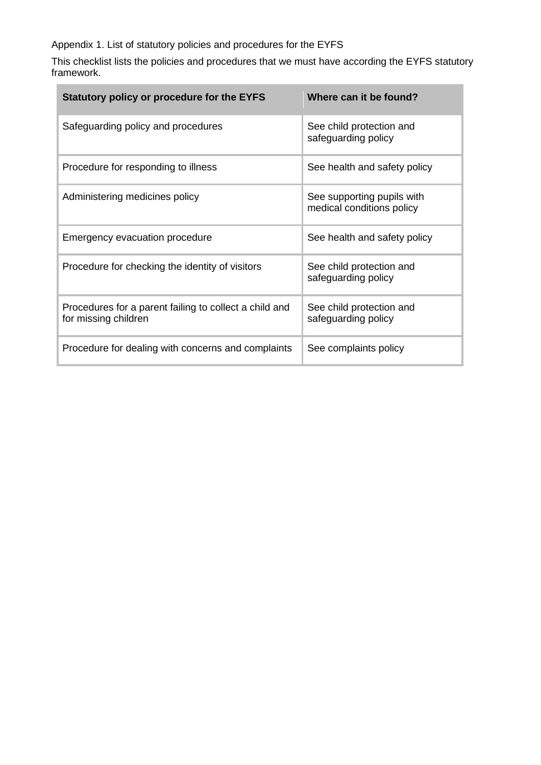Appendix 1. List of statutory policies and procedures for the EYFS

This checklist lists the policies and procedures that we must have according the EYFS statutory framework.

| Statutory policy or procedure for the EYFS | Where can it be found? |
| --- | --- |
| Safeguarding policy and procedures | See child protection and safeguarding policy |
| Procedure for responding to illness | See health and safety policy |
| Administering medicines policy | See supporting pupils with medical conditions policy |
| Emergency evacuation procedure | See health and safety policy |
| Procedure for checking the identity of visitors | See child protection and safeguarding policy |
| Procedures for a parent failing to collect a child and for missing children | See child protection and safeguarding policy |
| Procedure for dealing with concerns and complaints | See complaints policy |